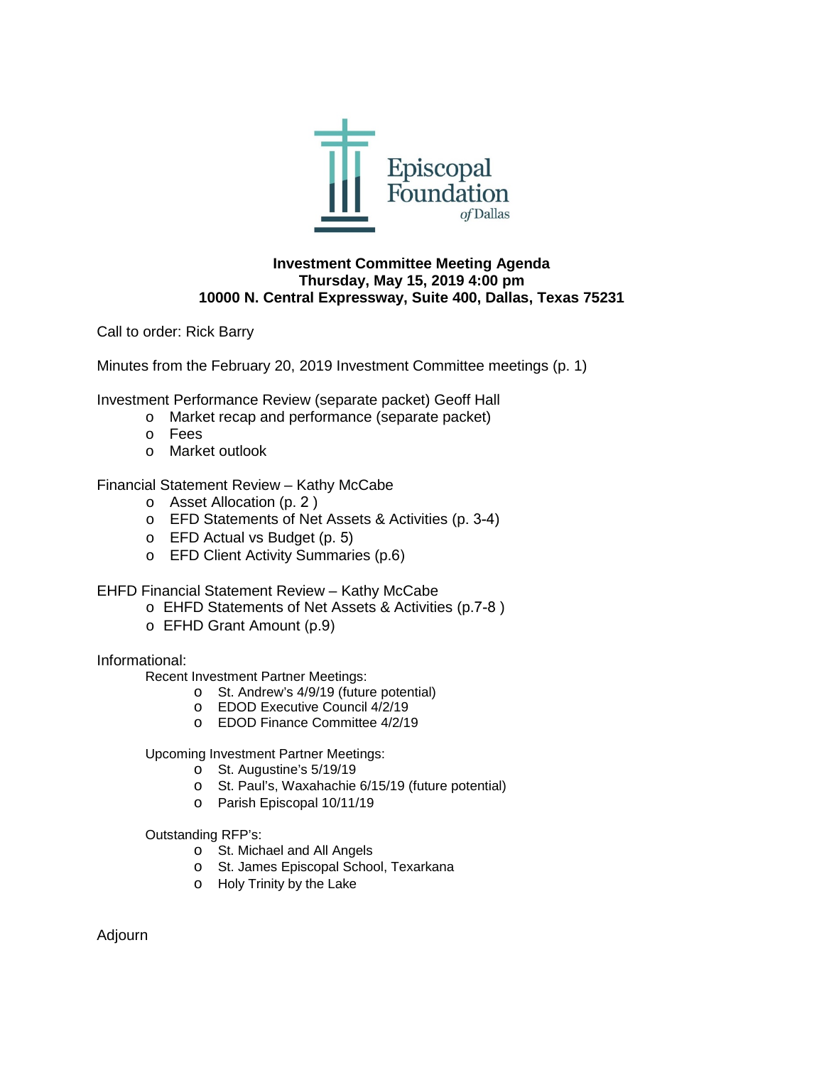Episcopal Foundation *of* Dallas

**Investment Committee Meeting Agenda**
**Thursday, May 15, 2019 4:00 pm**
**10000 N. Central Expressway, Suite 400, Dallas, Texas 75231**

Call to order: Rick Barry

Minutes from the February 20, 2019 Investment Committee meetings (p. 1)

Investment Performance Review (separate packet) Geoff Hall

- Market recap and performance (separate packet)
- Fees
- Market outlook

Financial Statement Review – Kathy McCabe

- Asset Allocation (p. 2 )
- EFD Statements of Net Assets & Activities (p. 3-4)
- EFD Actual vs Budget (p. 5)
- EFD Client Activity Summaries (p.6)

EHFD Financial Statement Review – Kathy McCabe

- EHFD Statements of Net Assets & Activities (p.7-8 )
- EFHD Grant Amount (p.9)

Informational:

Recent Investment Partner Meetings:

- St. Andrew's 4/9/19 (future potential)
- EDOD Executive Council 4/2/19
- EDOD Finance Committee 4/2/19

Upcoming Investment Partner Meetings:

- St. Augustine's 5/19/19
- St. Paul's, Waxahachie 6/15/19 (future potential)
- Parish Episcopal 10/11/19

Outstanding RFP's:

- St. Michael and All Angels
- St. James Episcopal School, Texarkana
- Holy Trinity by the Lake

Adjourn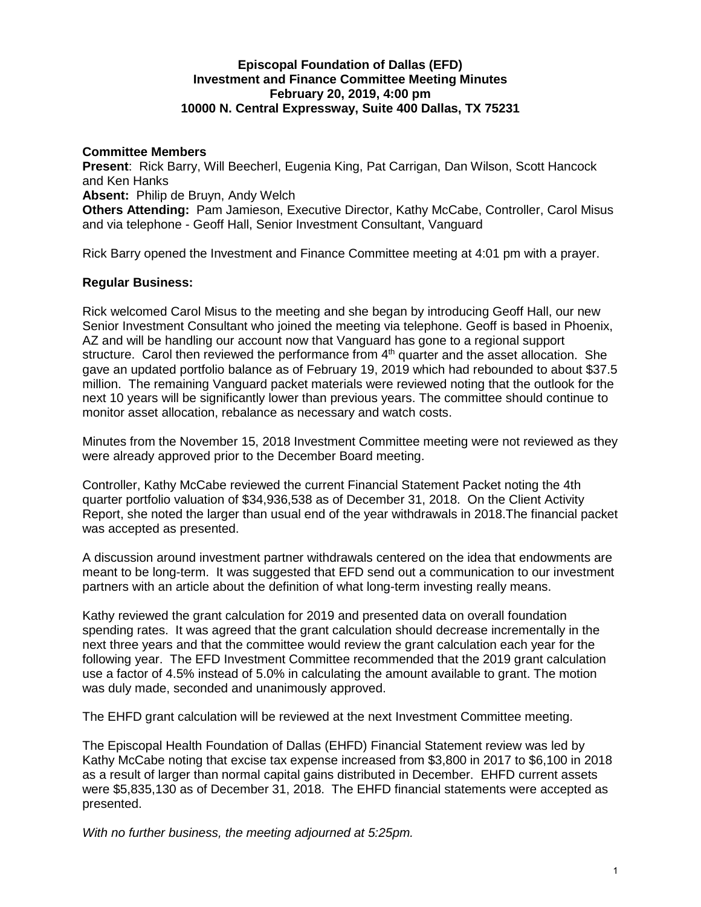**Episcopal Foundation of Dallas (EFD)**
**Investment and Finance Committee Meeting Minutes**
**February 20, 2019, 4:00 pm**
**10000 N. Central Expressway, Suite 400 Dallas, TX 75231**

**Committee Members**
**Present**: Rick Barry, Will Beecherl, Eugenia King, Pat Carrigan, Dan Wilson, Scott Hancock and Ken Hanks
**Absent:** Philip de Bruyn, Andy Welch
**Others Attending:** Pam Jamieson, Executive Director, Kathy McCabe, Controller, Carol Misus and via telephone - Geoff Hall, Senior Investment Consultant, Vanguard

Rick Barry opened the Investment and Finance Committee meeting at 4:01 pm with a prayer.

**Regular Business:**

Rick welcomed Carol Misus to the meeting and she began by introducing Geoff Hall, our new Senior Investment Consultant who joined the meeting via telephone. Geoff is based in Phoenix, AZ and will be handling our account now that Vanguard has gone to a regional support structure. Carol then reviewed the performance from 4th quarter and the asset allocation. She gave an updated portfolio balance as of February 19, 2019 which had rebounded to about $37.5 million. The remaining Vanguard packet materials were reviewed noting that the outlook for the next 10 years will be significantly lower than previous years. The committee should continue to monitor asset allocation, rebalance as necessary and watch costs.

Minutes from the November 15, 2018 Investment Committee meeting were not reviewed as they were already approved prior to the December Board meeting.

Controller, Kathy McCabe reviewed the current Financial Statement Packet noting the 4th quarter portfolio valuation of $34,936,538 as of December 31, 2018. On the Client Activity Report, she noted the larger than usual end of the year withdrawals in 2018.The financial packet was accepted as presented.

A discussion around investment partner withdrawals centered on the idea that endowments are meant to be long-term. It was suggested that EFD send out a communication to our investment partners with an article about the definition of what long-term investing really means.

Kathy reviewed the grant calculation for 2019 and presented data on overall foundation spending rates. It was agreed that the grant calculation should decrease incrementally in the next three years and that the committee would review the grant calculation each year for the following year. The EFD Investment Committee recommended that the 2019 grant calculation use a factor of 4.5% instead of 5.0% in calculating the amount available to grant. The motion was duly made, seconded and unanimously approved.

The EHFD grant calculation will be reviewed at the next Investment Committee meeting.

The Episcopal Health Foundation of Dallas (EHFD) Financial Statement review was led by Kathy McCabe noting that excise tax expense increased from $3,800 in 2017 to $6,100 in 2018 as a result of larger than normal capital gains distributed in December. EHFD current assets were $5,835,130 as of December 31, 2018. The EHFD financial statements were accepted as presented.

*With no further business, the meeting adjourned at 5:25pm.*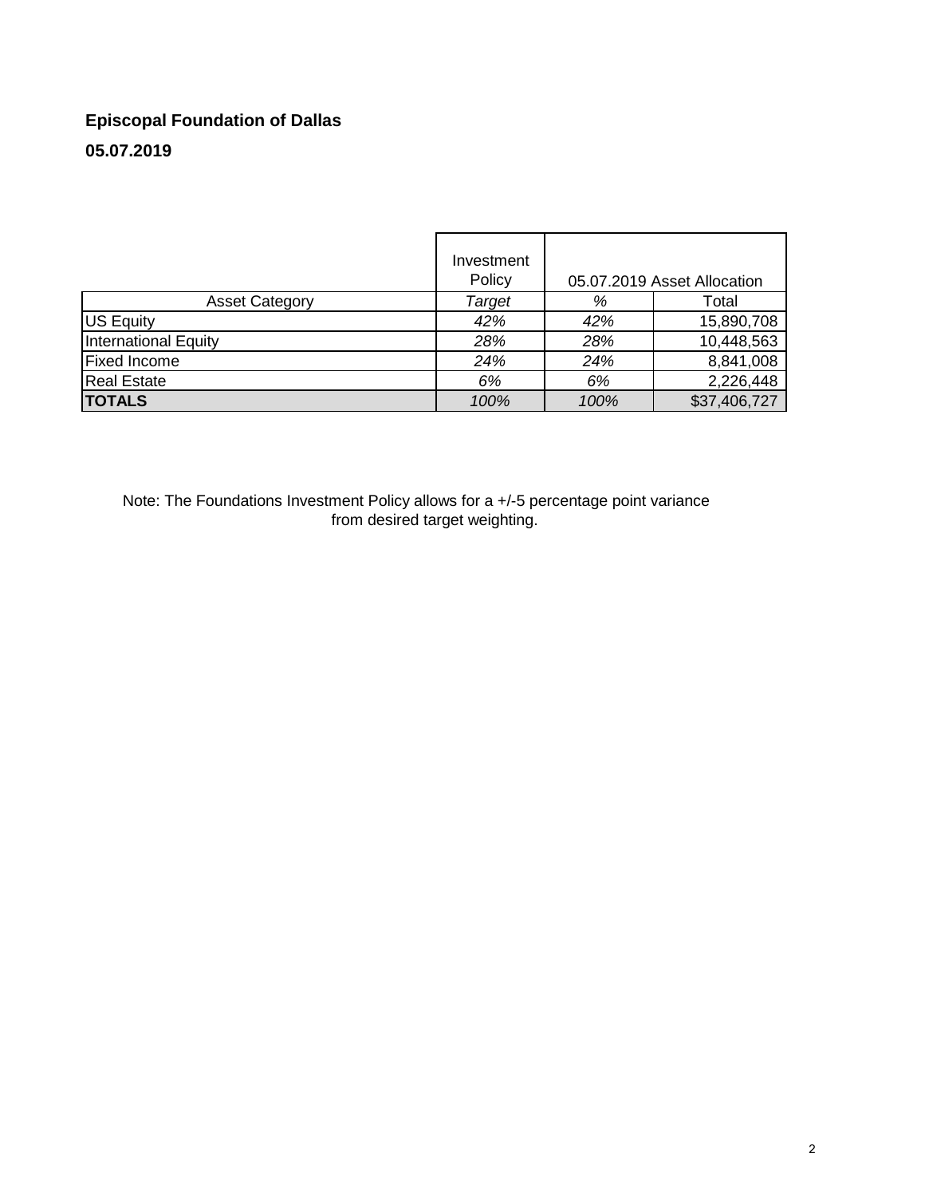**Episcopal Foundation of Dallas**

**05.07.2019**

| | Investment Policy | 05.07.2019 Asset Allocation | |
|---|---|---|---|
| Asset Category | *Target* | *%* | Total |
| US Equity | *42%* | *42%* | 15,890,708 |
| International Equity | *28%* | *28%* | 10,448,563 |
| Fixed Income | *24%* | *24%* | 8,841,008 |
| Real Estate | *6%* | *6%* | 2,226,448 |
| **TOTALS** | *100%* | *100%* | $37,406,727 |

Note: The Foundations Investment Policy allows for a +/-5 percentage point variance from desired target weighting.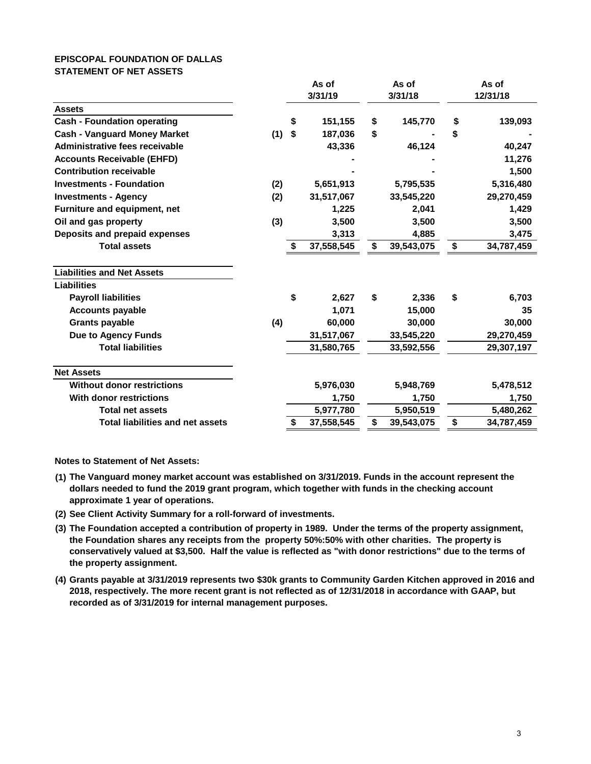**EPISCOPAL FOUNDATION OF DALLAS**
**STATEMENT OF NET ASSETS**

| | | As of 3/31/19 | As of 3/31/18 | As of 12/31/18 |
|---|---|---|---|---|
| **Assets** | | | | |
| **Cash - Foundation operating** | | $ 151,155 | $ 145,770 | $ 139,093 |
| **Cash - Vanguard Money Market** | (1) | $ 187,036 | $ - | $ - |
| **Administrative fees receivable** | | 43,336 | 46,124 | 40,247 |
| **Accounts Receivable (EHFD)** | | - | - | 11,276 |
| **Contribution receivable** | | - | - | 1,500 |
| **Investments - Foundation** | (2) | 5,651,913 | 5,795,535 | 5,316,480 |
| **Investments - Agency** | (2) | 31,517,067 | 33,545,220 | 29,270,459 |
| **Furniture and equipment, net** | | 1,225 | 2,041 | 1,429 |
| **Oil and gas property** | (3) | 3,500 | 3,500 | 3,500 |
| **Deposits and prepaid expenses** | | 3,313 | 4,885 | 3,475 |
| **Total assets** | | $ 37,558,545 | $ 39,543,075 | $ 34,787,459 |
| | | | | |
| **Liabilities and Net Assets** | | | | |
| **Liabilities** | | | | |
| **Payroll liabilities** | | $ 2,627 | $ 2,336 | $ 6,703 |
| **Accounts payable** | | 1,071 | 15,000 | 35 |
| **Grants payable** | (4) | 60,000 | 30,000 | 30,000 |
| **Due to Agency Funds** | | 31,517,067 | 33,545,220 | 29,270,459 |
| **Total liabilities** | | 31,580,765 | 33,592,556 | 29,307,197 |
| | | | | |
| **Net Assets** | | | | |
| **Without donor restrictions** | | 5,976,030 | 5,948,769 | 5,478,512 |
| **With donor restrictions** | | 1,750 | 1,750 | 1,750 |
| **Total net assets** | | 5,977,780 | 5,950,519 | 5,480,262 |
| **Total liabilities and net assets** | | $ 37,558,545 | $ 39,543,075 | $ 34,787,459 |

**Notes to Statement of Net Assets:**

**(1) The Vanguard money market account was established on 3/31/2019. Funds in the account represent the dollars needed to fund the 2019 grant program, which together with funds in the checking account approximate 1 year of operations.**

**(2) See Client Activity Summary for a roll-forward of investments.**

**(3) The Foundation accepted a contribution of property in 1989. Under the terms of the property assignment, the Foundation shares any receipts from the property 50%:50% with other charities. The property is conservatively valued at $3,500. Half the value is reflected as "with donor restrictions" due to the terms of the property assignment.**

**(4) Grants payable at 3/31/2019 represents two $30k grants to Community Garden Kitchen approved in 2016 and 2018, respectively. The more recent grant is not reflected as of 12/31/2018 in accordance with GAAP, but recorded as of 3/31/2019 for internal management purposes.**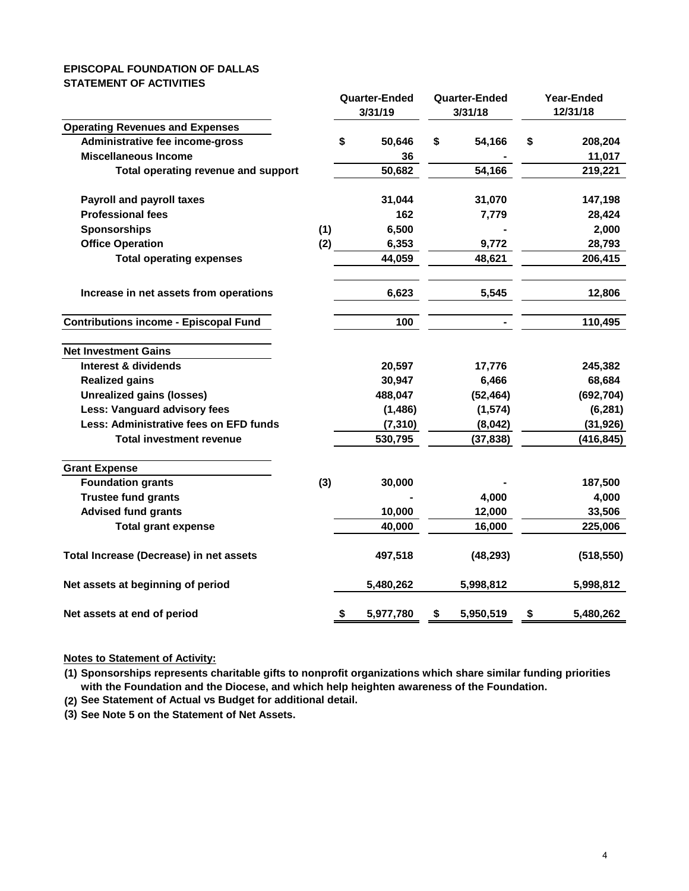**EPISCOPAL FOUNDATION OF DALLAS**
**STATEMENT OF ACTIVITIES**

| | | Quarter-Ended 3/31/19 | Quarter-Ended 3/31/18 | Year-Ended 12/31/18 |
|---|---|---|---|---|
| **Operating Revenues and Expenses** | | | | |
| Administrative fee income-gross | | $ 50,646 | $ 54,166 | $ 208,204 |
| Miscellaneous Income | | 36 | - | 11,017 |
| Total operating revenue and support | | 50,682 | 54,166 | 219,221 |
| Payroll and payroll taxes | | 31,044 | 31,070 | 147,198 |
| Professional fees | | 162 | 7,779 | 28,424 |
| Sponsorships | (1) | 6,500 | - | 2,000 |
| Office Operation | (2) | 6,353 | 9,772 | 28,793 |
| Total operating expenses | | 44,059 | 48,621 | 206,415 |
| Increase in net assets from operations | | 6,623 | 5,545 | 12,806 |
| **Contributions income - Episcopal Fund** | | 100 | - | 110,495 |
| **Net Investment Gains** | | | | |
| Interest & dividends | | 20,597 | 17,776 | 245,382 |
| Realized gains | | 30,947 | 6,466 | 68,684 |
| Unrealized gains (losses) | | 488,047 | (52,464) | (692,704) |
| Less: Vanguard advisory fees | | (1,486) | (1,574) | (6,281) |
| Less: Administrative fees on EFD funds | | (7,310) | (8,042) | (31,926) |
| Total investment revenue | | 530,795 | (37,838) | (416,845) |
| **Grant Expense** | | | | |
| Foundation grants | (3) | 30,000 | - | 187,500 |
| Trustee fund grants | | - | 4,000 | 4,000 |
| Advised fund grants | | 10,000 | 12,000 | 33,506 |
| Total grant expense | | 40,000 | 16,000 | 225,006 |
| Total Increase (Decrease) in net assets | | 497,518 | (48,293) | (518,550) |
| Net assets at beginning of period | | 5,480,262 | 5,998,812 | 5,998,812 |
| Net assets at end of period | | $ 5,977,780 | $ 5,950,519 | $ 5,480,262 |

**Notes to Statement of Activity:**

**(1) Sponsorships represents charitable gifts to nonprofit organizations which share similar funding priorities with the Foundation and the Diocese, and which help heighten awareness of the Foundation.**

**(2) See Statement of Actual vs Budget for additional detail.**

**(3) See Note 5 on the Statement of Net Assets.**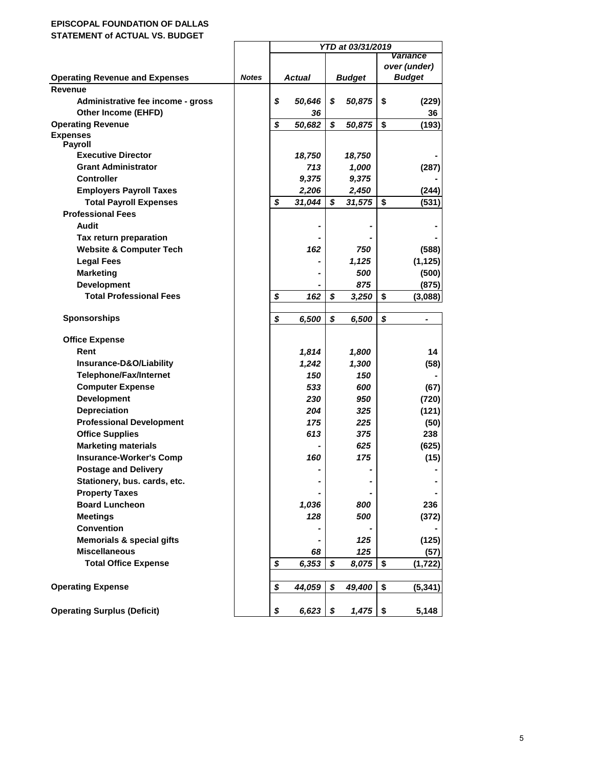**EPISCOPAL FOUNDATION OF DALLAS**
**STATEMENT of ACTUAL VS. BUDGET**

| Operating Revenue and Expenses | Notes | YTD at 03/31/2019 Actual | Budget | Variance over (under) Budget |
|---|---|---|---|---|
| **Revenue** | | | | |
| Administrative fee income - gross | | $ 50,646 | $ 50,875 | $ (229) |
| Other Income (EHFD) | | 36 | | 36 |
| **Operating Revenue** | | $ 50,682 | $ 50,875 | $ (193) |
| **Expenses** | | | | |
| **Payroll** | | | | |
| Executive Director | | 18,750 | 18,750 | - |
| Grant Administrator | | 713 | 1,000 | (287) |
| Controller | | 9,375 | 9,375 | - |
| Employers Payroll Taxes | | 2,206 | 2,450 | (244) |
| **Total Payroll Expenses** | | $ 31,044 | $ 31,575 | $ (531) |
| **Professional Fees** | | | | |
| Audit | | - | - | - |
| Tax return preparation | | - | - | - |
| Website & Computer Tech | | 162 | 750 | (588) |
| Legal Fees | | - | 1,125 | (1,125) |
| Marketing | | - | 500 | (500) |
| Development | | - | 875 | (875) |
| **Total Professional Fees** | | $ 162 | $ 3,250 | $ (3,088) |
| **Sponsorships** | | $ 6,500 | $ 6,500 | $ - |
| **Office Expense** | | | | |
| Rent | | 1,814 | 1,800 | 14 |
| Insurance-D&O/Liability | | 1,242 | 1,300 | (58) |
| Telephone/Fax/Internet | | 150 | 150 | - |
| Computer Expense | | 533 | 600 | (67) |
| Development | | 230 | 950 | (720) |
| Depreciation | | 204 | 325 | (121) |
| Professional Development | | 175 | 225 | (50) |
| Office Supplies | | 613 | 375 | 238 |
| Marketing materials | | - | 625 | (625) |
| Insurance-Worker's Comp | | 160 | 175 | (15) |
| Postage and Delivery | | - | - | - |
| Stationery, bus. cards, etc. | | - | - | - |
| Property Taxes | | - | - | - |
| Board Luncheon | | 1,036 | 800 | 236 |
| Meetings | | 128 | 500 | (372) |
| Convention | | - | - | - |
| Memorials & special gifts | | - | 125 | (125) |
| Miscellaneous | | 68 | 125 | (57) |
| **Total Office Expense** | | $ 6,353 | $ 8,075 | $ (1,722) |
| **Operating Expense** | | $ 44,059 | $ 49,400 | $ (5,341) |
| **Operating Surplus (Deficit)** | | $ 6,623 | $ 1,475 | $ 5,148 |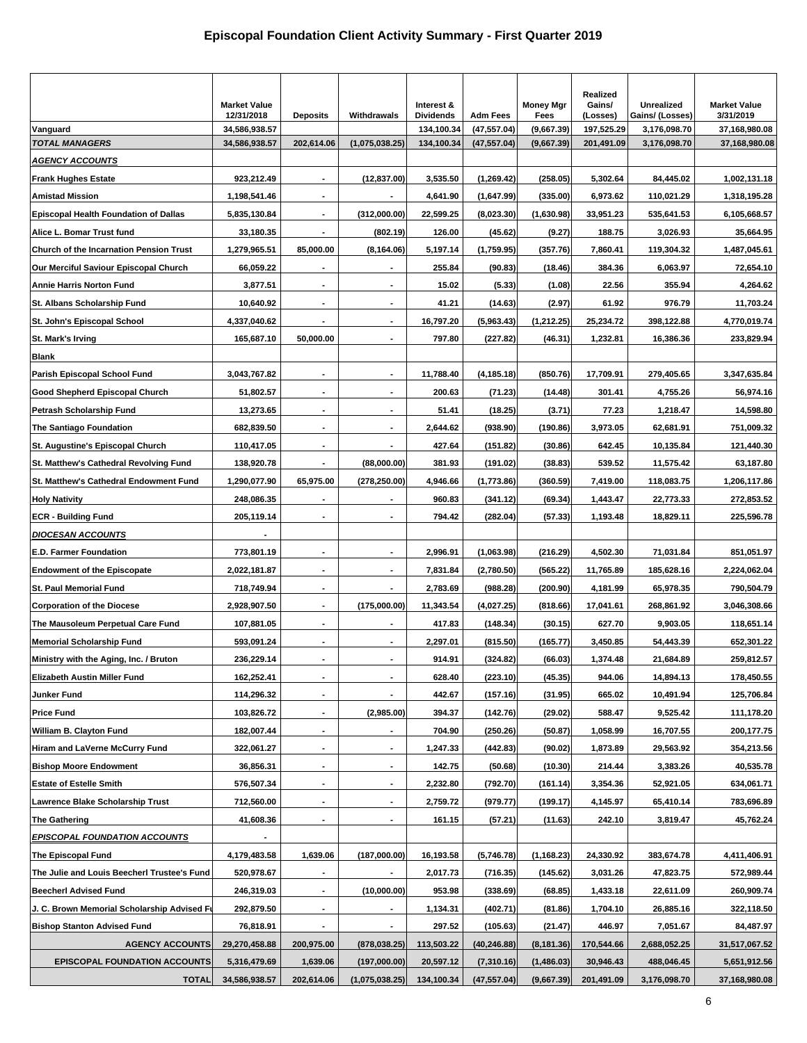# Episcopal Foundation Client Activity Summary - First Quarter 2019

| | Market Value 12/31/2018 | Deposits | Withdrawals | Interest & Dividends | Adm Fees | Money Mgr Fees | Realized Gains/ (Losses) | Unrealized Gains/ (Losses) | Market Value 3/31/2019 |
|---|---|---|---|---|---|---|---|---|---|
| Vanguard | 34,586,938.57 | | | 134,100.34 | (47,557.04) | (9,667.39) | 197,525.29 | 3,176,098.70 | 37,168,980.08 |
| ***TOTAL MANAGERS*** | 34,586,938.57 | 202,614.06 | (1,075,038.25) | 134,100.34 | (47,557.04) | (9,667.39) | 201,491.09 | 3,176,098.70 | 37,168,980.08 |
| ***AGENCY ACCOUNTS*** | | | | | | | | | |
| Frank Hughes Estate | 923,212.49 | - | (12,837.00) | 3,535.50 | (1,269.42) | (258.05) | 5,302.64 | 84,445.02 | 1,002,131.18 |
| Amistad Mission | 1,198,541.46 | - | - | 4,641.90 | (1,647.99) | (335.00) | 6,973.62 | 110,021.29 | 1,318,195.28 |
| Episcopal Health Foundation of Dallas | 5,835,130.84 | - | (312,000.00) | 22,599.25 | (8,023.30) | (1,630.98) | 33,951.23 | 535,641.53 | 6,105,668.57 |
| Alice L. Bomar Trust fund | 33,180.35 | - | (802.19) | 126.00 | (45.62) | (9.27) | 188.75 | 3,026.93 | 35,664.95 |
| Church of the Incarnation Pension Trust | 1,279,965.51 | 85,000.00 | (8,164.06) | 5,197.14 | (1,759.95) | (357.76) | 7,860.41 | 119,304.32 | 1,487,045.61 |
| Our Merciful Saviour Episcopal Church | 66,059.22 | - | - | 255.84 | (90.83) | (18.46) | 384.36 | 6,063.97 | 72,654.10 |
| Annie Harris Norton Fund | 3,877.51 | - | - | 15.02 | (5.33) | (1.08) | 22.56 | 355.94 | 4,264.62 |
| St. Albans Scholarship Fund | 10,640.92 | - | - | 41.21 | (14.63) | (2.97) | 61.92 | 976.79 | 11,703.24 |
| St. John's Episcopal School | 4,337,040.62 | - | - | 16,797.20 | (5,963.43) | (1,212.25) | 25,234.72 | 398,122.88 | 4,770,019.74 |
| St. Mark's Irving | 165,687.10 | 50,000.00 | - | 797.80 | (227.82) | (46.31) | 1,232.81 | 16,386.36 | 233,829.94 |
| Blank | | | | | | | | | |
| Parish Episcopal School Fund | 3,043,767.82 | - | - | 11,788.40 | (4,185.18) | (850.76) | 17,709.91 | 279,405.65 | 3,347,635.84 |
| Good Shepherd Episcopal Church | 51,802.57 | - | - | 200.63 | (71.23) | (14.48) | 301.41 | 4,755.26 | 56,974.16 |
| Petrash Scholarship Fund | 13,273.65 | - | - | 51.41 | (18.25) | (3.71) | 77.23 | 1,218.47 | 14,598.80 |
| The Santiago Foundation | 682,839.50 | - | - | 2,644.62 | (938.90) | (190.86) | 3,973.05 | 62,681.91 | 751,009.32 |
| St. Augustine's Episcopal Church | 110,417.05 | - | - | 427.64 | (151.82) | (30.86) | 642.45 | 10,135.84 | 121,440.30 |
| St. Matthew's Cathedral Revolving Fund | 138,920.78 | - | (88,000.00) | 381.93 | (191.02) | (38.83) | 539.52 | 11,575.42 | 63,187.80 |
| St. Matthew's Cathedral Endowment Fund | 1,290,077.90 | 65,975.00 | (278,250.00) | 4,946.66 | (1,773.86) | (360.59) | 7,419.00 | 118,083.75 | 1,206,117.86 |
| Holy Nativity | 248,086.35 | - | - | 960.83 | (341.12) | (69.34) | 1,443.47 | 22,773.33 | 272,853.52 |
| ECR - Building Fund | 205,119.14 | - | - | 794.42 | (282.04) | (57.33) | 1,193.48 | 18,829.11 | 225,596.78 |
| ***DIOCESAN ACCOUNTS*** | - | | | | | | | | |
| E.D. Farmer Foundation | 773,801.19 | - | - | 2,996.91 | (1,063.98) | (216.29) | 4,502.30 | 71,031.84 | 851,051.97 |
| Endowment of the Episcopate | 2,022,181.87 | - | - | 7,831.84 | (2,780.50) | (565.22) | 11,765.89 | 185,628.16 | 2,224,062.04 |
| St. Paul Memorial Fund | 718,749.94 | - | - | 2,783.69 | (988.28) | (200.90) | 4,181.99 | 65,978.35 | 790,504.79 |
| Corporation of the Diocese | 2,928,907.50 | - | (175,000.00) | 11,343.54 | (4,027.25) | (818.66) | 17,041.61 | 268,861.92 | 3,046,308.66 |
| The Mausoleum Perpetual Care Fund | 107,881.05 | - | - | 417.83 | (148.34) | (30.15) | 627.70 | 9,903.05 | 118,651.14 |
| Memorial Scholarship Fund | 593,091.24 | - | - | 2,297.01 | (815.50) | (165.77) | 3,450.85 | 54,443.39 | 652,301.22 |
| Ministry with the Aging, Inc. / Bruton | 236,229.14 | - | - | 914.91 | (324.82) | (66.03) | 1,374.48 | 21,684.89 | 259,812.57 |
| Elizabeth Austin Miller Fund | 162,252.41 | - | - | 628.40 | (223.10) | (45.35) | 944.06 | 14,894.13 | 178,450.55 |
| Junker Fund | 114,296.32 | - | - | 442.67 | (157.16) | (31.95) | 665.02 | 10,491.94 | 125,706.84 |
| Price Fund | 103,826.72 | - | (2,985.00) | 394.37 | (142.76) | (29.02) | 588.47 | 9,525.42 | 111,178.20 |
| William B. Clayton Fund | 182,007.44 | - | - | 704.90 | (250.26) | (50.87) | 1,058.99 | 16,707.55 | 200,177.75 |
| Hiram and LaVerne McCurry Fund | 322,061.27 | - | - | 1,247.33 | (442.83) | (90.02) | 1,873.89 | 29,563.92 | 354,213.56 |
| Bishop Moore Endowment | 36,856.31 | - | - | 142.75 | (50.68) | (10.30) | 214.44 | 3,383.26 | 40,535.78 |
| Estate of Estelle Smith | 576,507.34 | - | - | 2,232.80 | (792.70) | (161.14) | 3,354.36 | 52,921.05 | 634,061.71 |
| Lawrence Blake Scholarship Trust | 712,560.00 | - | - | 2,759.72 | (979.77) | (199.17) | 4,145.97 | 65,410.14 | 783,696.89 |
| The Gathering | 41,608.36 | - | - | 161.15 | (57.21) | (11.63) | 242.10 | 3,819.47 | 45,762.24 |
| ***EPISCOPAL FOUNDATION ACCOUNTS*** | - | | | | | | | | |
| The Episcopal Fund | 4,179,483.58 | 1,639.06 | (187,000.00) | 16,193.58 | (5,746.78) | (1,168.23) | 24,330.92 | 383,674.78 | 4,411,406.91 |
| The Julie and Louis Beecherl Trustee's Fund | 520,978.67 | - | - | 2,017.73 | (716.35) | (145.62) | 3,031.26 | 47,823.75 | 572,989.44 |
| Beecherl Advised Fund | 246,319.03 | - | (10,000.00) | 953.98 | (338.69) | (68.85) | 1,433.18 | 22,611.09 | 260,909.74 |
| J. C. Brown Memorial Scholarship Advised Fu | 292,879.50 | - | - | 1,134.31 | (402.71) | (81.86) | 1,704.10 | 26,885.16 | 322,118.50 |
| Bishop Stanton Advised Fund | 76,818.91 | - | - | 297.52 | (105.63) | (21.47) | 446.97 | 7,051.67 | 84,487.97 |
| **AGENCY ACCOUNTS** | 29,270,458.88 | 200,975.00 | (878,038.25) | 113,503.22 | (40,246.88) | (8,181.36) | 170,544.66 | 2,688,052.25 | 31,517,067.52 |
| **EPISCOPAL FOUNDATION ACCOUNTS** | 5,316,479.69 | 1,639.06 | (197,000.00) | 20,597.12 | (7,310.16) | (1,486.03) | 30,946.43 | 488,046.45 | 5,651,912.56 |
| **TOTAL** | 34,586,938.57 | 202,614.06 | (1,075,038.25) | 134,100.34 | (47,557.04) | (9,667.39) | 201,491.09 | 3,176,098.70 | 37,168,980.08 |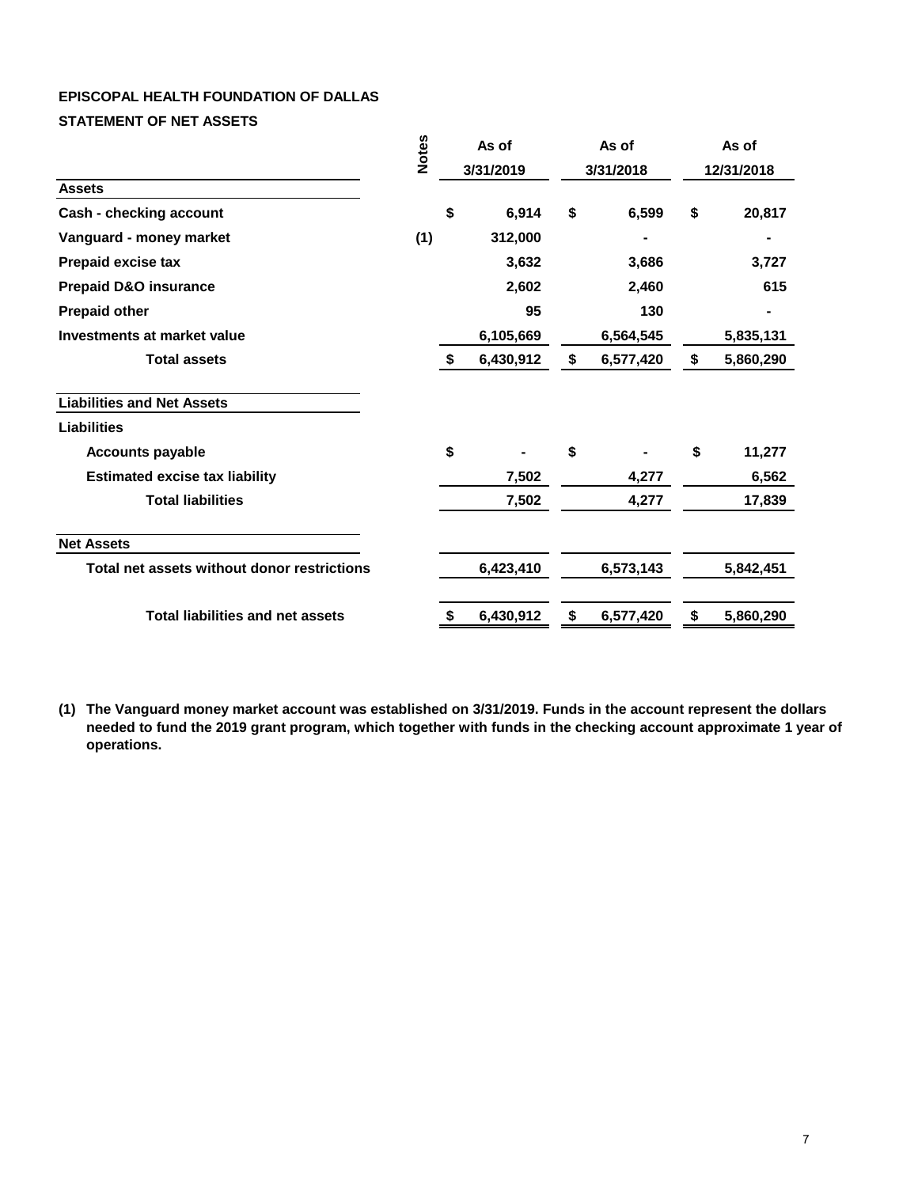**EPISCOPAL HEALTH FOUNDATION OF DALLAS**

**STATEMENT OF NET ASSETS**

| | Notes | As of 3/31/2019 | As of 3/31/2018 | As of 12/31/2018 |
|---|---|---|---|---|
| **Assets** | | | | |
| Cash - checking account | | $ 6,914 | $ 6,599 | $ 20,817 |
| Vanguard - money market | (1) | 312,000 | - | - |
| Prepaid excise tax | | 3,632 | 3,686 | 3,727 |
| Prepaid D&O insurance | | 2,602 | 2,460 | 615 |
| Prepaid other | | 95 | 130 | - |
| Investments at market value | | 6,105,669 | 6,564,545 | 5,835,131 |
| **Total assets** | | $ 6,430,912 | $ 6,577,420 | $ 5,860,290 |
| **Liabilities and Net Assets** | | | | |
| **Liabilities** | | | | |
| Accounts payable | | $ - | $ - | $ 11,277 |
| Estimated excise tax liability | | 7,502 | 4,277 | 6,562 |
| **Total liabilities** | | 7,502 | 4,277 | 17,839 |
| **Net Assets** | | | | |
| Total net assets without donor restrictions | | 6,423,410 | 6,573,143 | 5,842,451 |
| **Total liabilities and net assets** | | $ 6,430,912 | $ 6,577,420 | $ 5,860,290 |

**(1) The Vanguard money market account was established on 3/31/2019. Funds in the account represent the dollars needed to fund the 2019 grant program, which together with funds in the checking account approximate 1 year of operations.**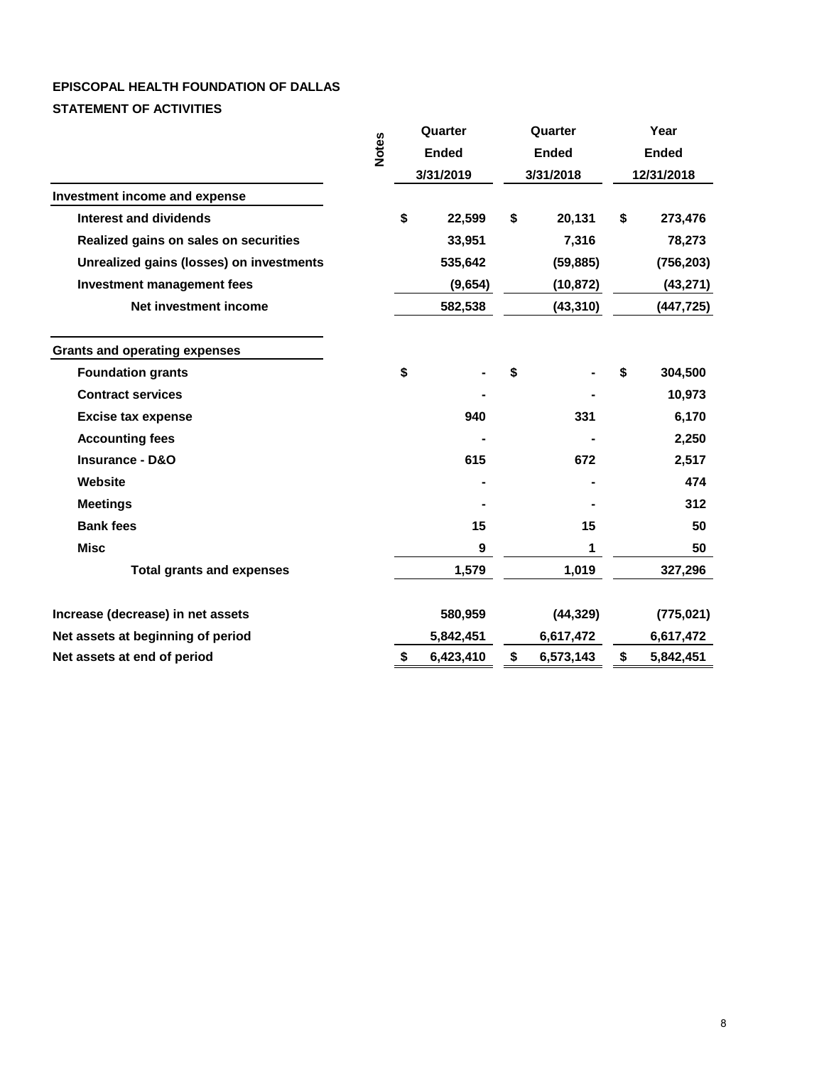**EPISCOPAL HEALTH FOUNDATION OF DALLAS**

**STATEMENT OF ACTIVITIES**

| | Notes | Quarter Ended 3/31/2019 | Quarter Ended 3/31/2018 | Year Ended 12/31/2018 |
|---|---|---|---|---|
| **Investment income and expense** | | | | |
| Interest and dividends | | $ 22,599 | $ 20,131 | $ 273,476 |
| Realized gains on sales on securities | | 33,951 | 7,316 | 78,273 |
| Unrealized gains (losses) on investments | | 535,642 | (59,885) | (756,203) |
| Investment management fees | | (9,654) | (10,872) | (43,271) |
| Net investment income | | 582,538 | (43,310) | (447,725) |
| **Grants and operating expenses** | | | | |
| Foundation grants | | $ - | $ - | $ 304,500 |
| Contract services | | - | - | 10,973 |
| Excise tax expense | | 940 | 331 | 6,170 |
| Accounting fees | | - | - | 2,250 |
| Insurance - D&O | | 615 | 672 | 2,517 |
| Website | | - | - | 474 |
| Meetings | | - | - | 312 |
| Bank fees | | 15 | 15 | 50 |
| Misc | | 9 | 1 | 50 |
| Total grants and expenses | | 1,579 | 1,019 | 327,296 |
| Increase (decrease) in net assets | | 580,959 | (44,329) | (775,021) |
| Net assets at beginning of period | | 5,842,451 | 6,617,472 | 6,617,472 |
| Net assets at end of period | | $ 6,423,410 | $ 6,573,143 | $ 5,842,451 |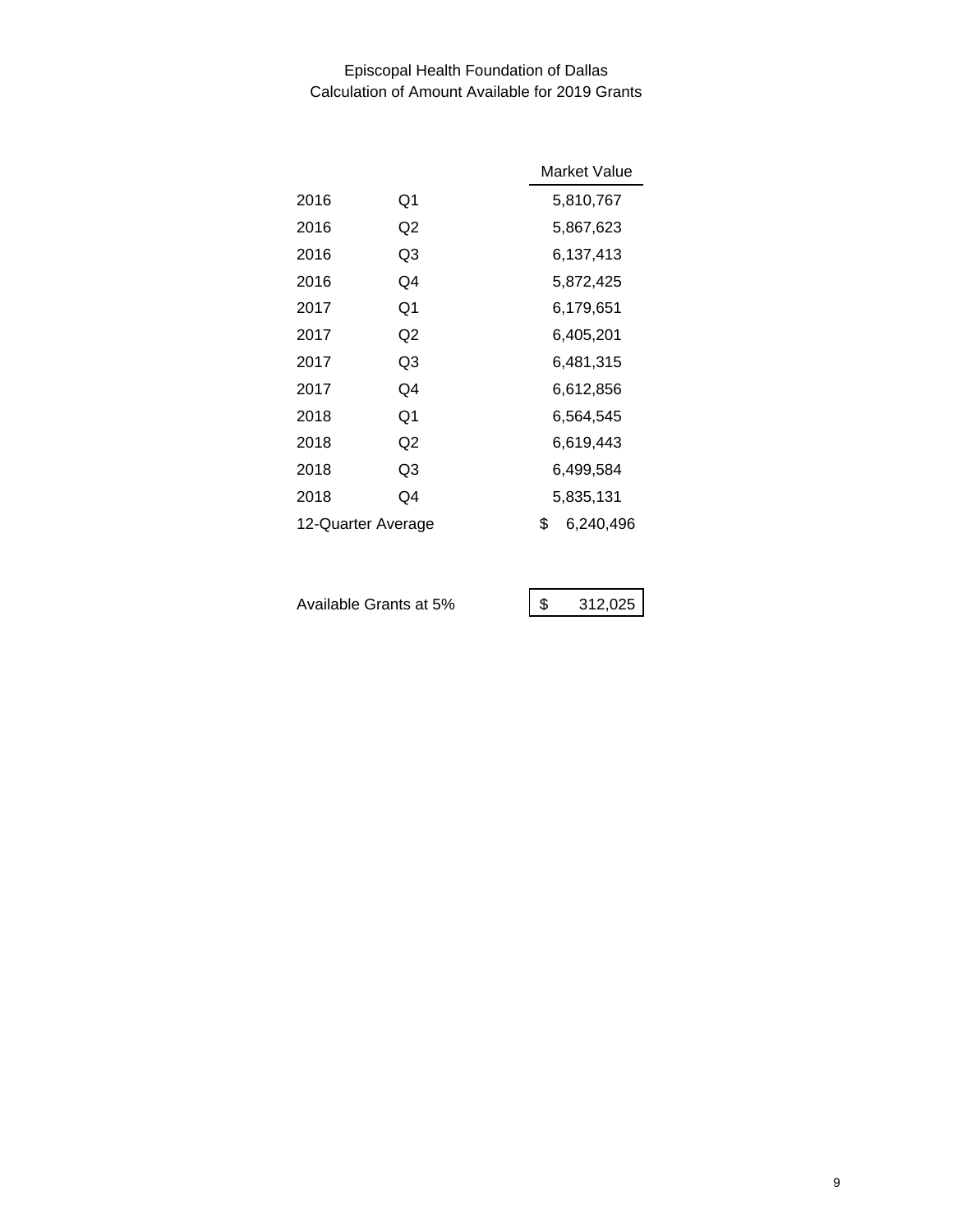Episcopal Health Foundation of Dallas
Calculation of Amount Available for 2019 Grants

| | | Market Value |
|---|---|---|
| 2016 | Q1 | 5,810,767 |
| 2016 | Q2 | 5,867,623 |
| 2016 | Q3 | 6,137,413 |
| 2016 | Q4 | 5,872,425 |
| 2017 | Q1 | 6,179,651 |
| 2017 | Q2 | 6,405,201 |
| 2017 | Q3 | 6,481,315 |
| 2017 | Q4 | 6,612,856 |
| 2018 | Q1 | 6,564,545 |
| 2018 | Q2 | 6,619,443 |
| 2018 | Q3 | 6,499,584 |
| 2018 | Q4 | 5,835,131 |
| 12-Quarter Average | | $ 6,240,496 |

| | |
|---|---|
| Available Grants at 5% | $ 312,025 |